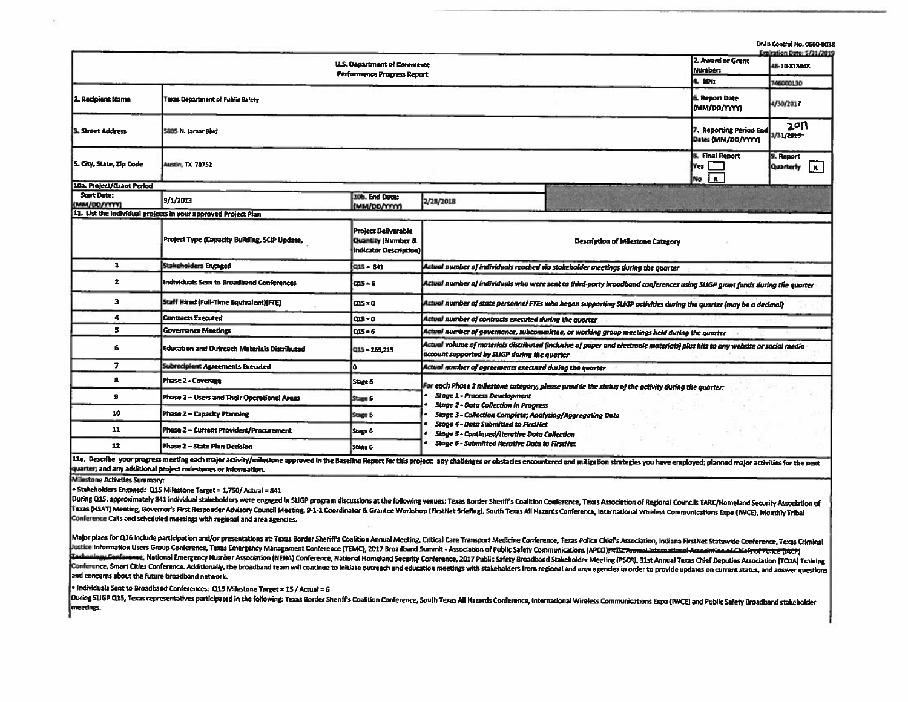OMB Control No. 0660-0038
Expiration Date: 5/31/2019

| U.S. Department of Commerce Performance Progress Report | | 2. Award or Grant Number: | 48-10-S13048 |
|---|---|---|---|
| | | 4. EIN: | 746000130 |
| 1. Recipient Name | Texas Department of Public Safety | 6. Report Date (MM/DD/YYYY) | 4/30/2017 |
| 3. Street Address | 5805 N. Lamar Blvd | 7. Reporting Period End Date: (MM/DD/YYYY) | 3/31/2017 |
| 5. City, State, Zip Code | Austin, TX 78752 | 8. Final Report Yes [ ] No [x] | 9. Report Quarterly [x] |

**10a. Project/Grant Period**

| Start Date: (MM/DD/YYYY) | 9/1/2013 | 10b. End Date: (MM/DD/YYYY) | 2/28/2018 |
|---|---|---|---|

**11. List the individual projects in your approved Project Plan**

| | Project Type (Capacity Building, SCIP Update, | Project Deliverable Quantity (Number & Indicator Description) | Description of Milestone Category |
|---|---|---|---|
| 1 | Stakeholders Engaged | Q15 = 841 | *Actual number of individuals reached via stakeholder meetings during the quarter* |
| 2 | Individuals Sent to Broadband Conferences | Q15 = 6 | *Actual number of individuals who were sent to third-party broadband conferences using SLIGP grant funds during the quarter* |
| 3 | Staff Hired (Full-Time Equivalent)(FTE) | Q15 = 0 | *Actual number of state personnel FTEs who began supporting SLIGP activities during the quarter (may be a decimal)* |
| 4 | Contracts Executed | Q15 = 0 | *Actual number of contracts executed during the quarter* |
| 5 | Governance Meetings | Q15 = 6 | *Actual number of governance, subcommittee, or working group meetings held during the quarter* |
| 6 | Education and Outreach Materials Distributed | Q15 = 265,219 | *Actual volume of materials distributed (inclusive of paper and electronic materials) plus hits to any website or social media account supported by SLIGP during the quarter* |
| 7 | Subrecipient Agreements Executed | 0 | *Actual number of agreements executed during the quarter* |
| 8 | Phase 2 - Coverage | Stage 6 | *For each Phase 2 milestone category, please provide the status of the activity during the quarter:* • *Stage 1 - Process Development* • *Stage 2 - Data Collection in Progress* • *Stage 3 - Collection Complete; Analyzing/Aggregating Data* • *Stage 4 - Data Submitted to FirstNet* • *Stage 5 - Continued/Iterative Data Collection* • *Stage 6 - Submitted Iterative Data to FirstNet* |
| 9 | Phase 2 – Users and Their Operational Areas | Stage 6 | |
| 10 | Phase 2 – Capacity Planning | Stage 6 | |
| 11 | Phase 2 – Current Providers/Procurement | Stage 6 | |
| 12 | Phase 2 – State Plan Decision | Stage 6 | |

11a. Describe your progress meeting each major activity/milestone approved in the Baseline Report for this project; any challenges or obstacles encountered and mitigation strategies you have employed; planned major activities for the next quarter; and any additional project milestones or information.

Milestone Activities Summary:

• Stakeholders Engaged: Q15 Milestone Target = 1,750/ Actual = 841

During Q15, approximately 841 individual stakeholders were engaged in SLIGP program discussions at the following venues: Texas Border Sheriff's Coalition Conference, Texas Association of Regional Councils TARC/Homeland Security Association of Texas (HSAT) Meeting, Governor's First Responder Advisory Council Meeting, 9-1-1 Coordinator & Grantee Workshop (FirstNet Briefing), South Texas All Hazards Conference, International Wireless Communications Expo (IWCE), Monthly Tribal Conference Calls and scheduled meetings with regional and area agencies.

Major plans for Q16 include participation and/or presentations at: Texas Border Sheriff's Coalition Annual Meeting, Critical Care Transport Medicine Conference, Texas Police Chief's Association, Indiana FirstNet Statewide Conference, Texas Criminal Justice Information Users Group Conference, Texas Emergency Management Conference (TEMC), 2017 Broadband Summit - Association of Public Safety Communications (APCO), ~~41st Annual International Association of Chiefs of Police (IACP) Technology Conference~~, National Emergency Number Association (NENA) Conference, National Homeland Security Conference, 2017 Public Safety Broadband Stakeholder Meeting (PSCR), 31st Annual Texas Chief Deputies Association (TCDA) Training Conference, Smart Cities Conference. Additionally, the broadband team will continue to initiate outreach and education meetings with stakeholders from regional and area agencies in order to provide updates on current status, and answer questions and concerns about the future broadband network.

• Individuals Sent to Broadband Conferences: Q15 Milestone Target = 15 / Actual = 6

During SLIGP Q15, Texas representatives participated in the following: Texas Border Sheriff's Coalition Conference, South Texas All Hazards Conference, International Wireless Communications Expo (IWCE) and Public Safety Broadband stakeholder meetings.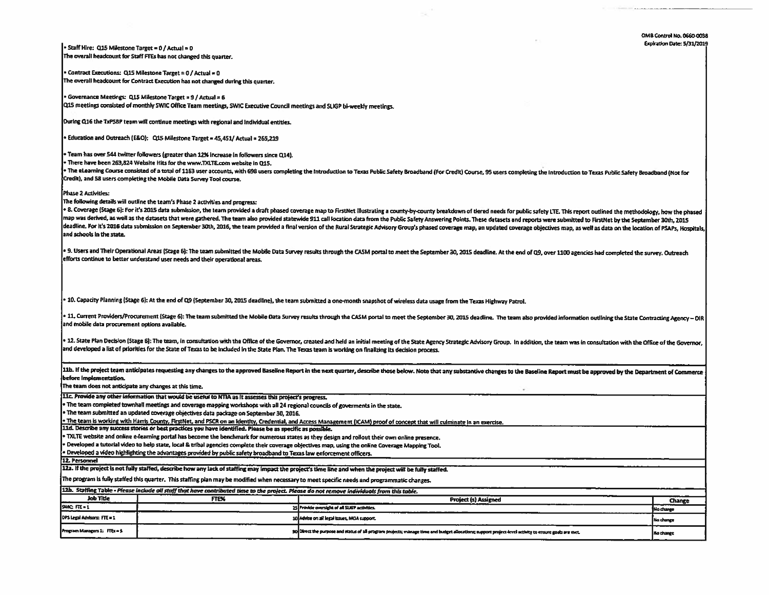OMB Control No. 0660-0038
Expiration Date: 5/31/2019

• Staff Hire: Q15 Milestone Target = 0 / Actual = 0
The overall headcount for Staff FTEs has not changed this quarter.

• Contract Executions: Q15 Milestone Target = 0 / Actual = 0
The overall headcount for Contract Execution has not changed during this quarter.

• Governance Meetings: Q15 Milestone Target = 9 / Actual = 6
Q15 meetings consisted of monthly SWIC Office Team meetings, SWIC Executive Council meetings and SLIGP bi-weekly meetings.

During Q16 the TxPSBP team will continue meetings with regional and individual entities.

• Education and Outreach (E&O): Q15 Milestone Target = 45,451/ Actual = 265,219

• Team has over 544 twitter followers (greater than 12% increase in followers since Q14).
• There have been 263,824 Website Hits for the www.TXLTE.com website in Q15.
• The eLearning Course consisted of a total of 1163 user accounts, with 698 users completing the Introduction to Texas Public Safety Broadband (For Credit) Course, 95 users completing the Introduction to Texas Public Safety Broadband (Not for Credit), and 58 users completing the Mobile Data Survey Tool course.

Phase 2 Activities:
The following details will outline the team's Phase 2 activities and progress:
• 8. Coverage (Stage 6): For it's 2015 data submission, the team provided a draft phased coverage map to FirstNet illustrating a county-by-county breakdown of tiered needs for public safety LTE. This report outlined the methodology, how the phased map was derived, as well as the datasets that were gathered. The team also provided statewide 911 call location data from the Public Safety Answering Points. These datasets and reports were submitted to FirstNet by the September 30th, 2015 deadline. For it's 2016 data submission on September 30th, 2016, the team provided a final version of the Rural Strategic Advisory Group's phased coverage map, an updated coverage objectives map, as well as data on the location of PSAPs, Hospitals, and schools in the state.

• 9. Users and Their Operational Areas (Stage 6): The team submitted the Mobile Data Survey results through the CASM portal to meet the September 30, 2015 deadline. At the end of Q9, over 1100 agencies had completed the survey. Outreach efforts continue to better understand user needs and their operational areas.

• 10. Capacity Planning (Stage 6): At the end of Q9 (September 30, 2015 deadline), the team submitted a one-month snapshot of wireless data usage from the Texas Highway Patrol.

• 11. Current Providers/Procurement (Stage 6): The team submitted the Mobile Data Survey results through the CASM portal to meet the September 30, 2015 deadline. The team also provided information outlining the State Contracting Agency – DIR and mobile data procurement options available.

• 12. State Plan Decision (Stage 6): The team, in consultation with the Office of the Governor, created and held an initial meeting of the State Agency Strategic Advisory Group. In addition, the team was in consultation with the Office of the Governor, and developed a list of priorities for the State of Texas to be included in the State Plan. The Texas team is working on finalizing its decision process.

**11b. If the project team anticipates requesting any changes to the approved Baseline Report in the next quarter, describe those below. Note that any substantive changes to the Baseline Report must be approved by the Department of Commerce before implementation.**
The team does not anticipate any changes at this time.

**11c. Provide any other information that would be useful to NTIA as it assesses this project's progress.**
• The team completed townhall meetings and coverage mapping workshops with all 24 regional councils of goverments in the state.
• The team submitted an updated coverage objectives data package on September 30, 2016.
• The team is working with Harris County, FirstNet, and PSCR on an Identity, Credential, and Access Management (ICAM) proof of concept that will culminate in an exercise.

**11d. Describe any success stories or best practices you have identified. Please be as specific as possible.**
• TXLTE website and online e-learning portal has become the benchmark for numerous states as they design and rollout their own online presence.
• Developed a tutorial video to help state, local & tribal agencies complete their coverage objectives map, using the online Coverage Mapping Tool.
• Developed a video highlighting the advantages provided by public safety broadband to Texas law enforcement officers.

**12. Personnel**

**12a. If the project is not fully staffed, describe how any lack of staffing may impact the project's time line and when the project will be fully staffed.**
The program is fully staffed this quarter. This staffing plan may be modified when necessary to meet specific needs and programmatic changes.

**12b. Staffing Table** - *Please include all staff that have contributed time to the project. Please do not remove individuals from this table.*

| Job Title | FTE% | Project (s) Assigned | Change |
|---|---|---|---|
| SWIC: FTE = 1 | 25 | Provide oversight of all SLIGP activities. | No change |
| DPS Legal Advisors: FTE = 1 | 10 | Advise on all legal issues, MOA support. | No change |
| Program Managers 1: FTEs = 5 | 90 | Direct the purpose and status of all program projects; manage time and budget allocations; support project-level activity to ensure goals are met. | No change |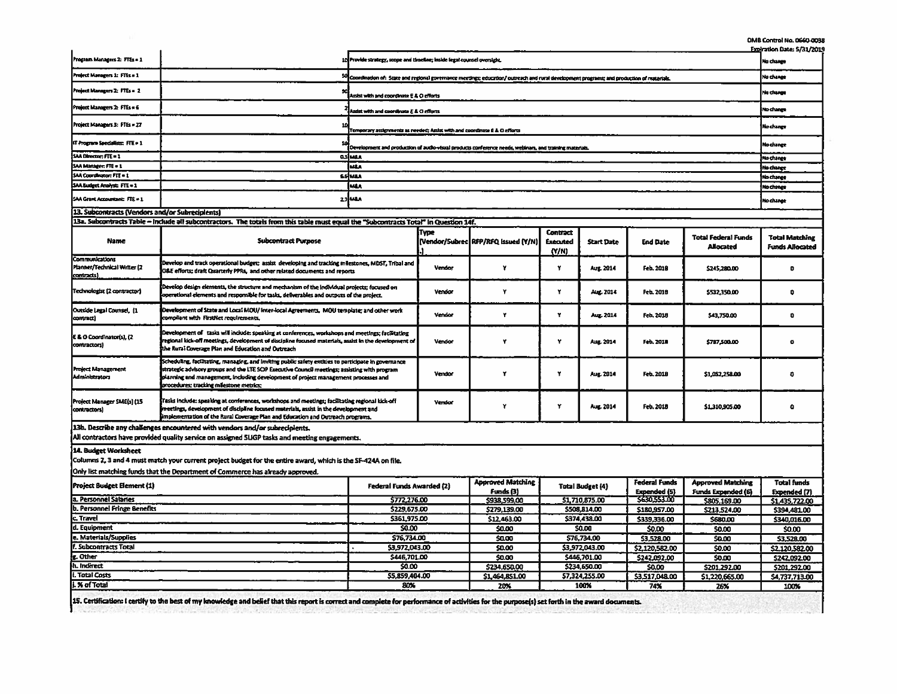OMB Control No. 0660-0038
Expiration Date: 5/31/2019

| | | | |
|---|---|---|---|
| Program Managers 2: FTEs = 1 | | 10 Provide strategy, scope and timeline; inside legal counsel oversight. | No change |
| Project Managers 1: FTEs = 1 | | 50 Coordination of: State and regional governance meetings; education/ outreach and rural development programs; and production of materials. | No change |
| Project Managers 2: FTEs = 2 | | 90 Assist with and coordinate E & O efforts | No change |
| Project Managers 2: FTEs = 6 | | 7 Assist with and coordinate E & O efforts | No change |
| Project Managers 3: FTEs = 27 | | 10 Temporary assignments as needed; Assist with and coordinate E & O efforts | No change |
| IT Program Specialist: FTE = 1 | | 50 Development and production of audio-visual products conference needs, webinars, and training materials. | No change |
| SAA Director: FTE = 1 | | 0.1 M&A | No change |
| SAA Manager: FTE = 1 | | M&A | No change |
| SAA Coordinator: FTE = 1 | | 6.6 M&A | No change |
| SAA Budget Analyst: FTE = 1 | | M&A | No change |
| SAA Grant Accountant: FTE = 1 | | 2.7 M&A | No change |

**13. Subcontracts (Vendors and/or Subrecipients)**

**13a. Subcontracts Table – Include all subcontractors. The totals from this table must equal the "Subcontracts Total" in Question 14f.**

| Name | Subcontract Purpose | Type (Vendor/Subrec.) | RFP/RFQ Issued (Y/N) | Contract Executed (Y/N) | Start Date | End Date | Total Federal Funds Allocated | Total Matching Funds Allocated |
|---|---|---|---|---|---|---|---|---|
| Communications Planner/Technical Writer (2 contracts) | Develop and track operational budget; assist developing and tracking milestones, MDST, Tribal and O&E efforts; draft Quarterly PPRs, and other related documents and reports | Vendor | Y | Y | Aug. 2014 | Feb. 2018 | $245,280.00 | 0 |
| Technologist (2 contractor) | Develop design elements, the structure and mechanism of the individual projects; focused on operational elements and responsible for tasks, deliverables and outputs of the project. | Vendor | Y | Y | Aug. 2014 | Feb. 2018 | $532,350.00 | 0 |
| Outside Legal Counsel, (1 contract) | Development of State and Local MOU/ Inter-local Agreements, MOU template; and other work compliant with FirstNet requirements. | Vendor | Y | Y | Aug. 2014 | Feb. 2018 | $43,750.00 | 0 |
| E & O Coordinator(s), (2 contractors) | Development of tasks will include: speaking at conferences, workshops and meetings; facilitating regional kick-off meetings, development of discipline focused materials, assist in the development of the Rural Coverage Plan and Education and Outreach | Vendor | Y | Y | Aug. 2014 | Feb. 2018 | $787,500.00 | 0 |
| Project Management Administrators | Scheduling, facilitating, managing, and inviting public safety entities to participate in governance strategic advisory groups and the LTE SCIP Executive Council meetings; assisting with program planning and management, including development of project management processes and procedures; tracking milestone metrics; | Vendor | Y | Y | Aug. 2014 | Feb. 2018 | $1,052,258.00 | 0 |
| Project Manager SME(s) (15 contractors) | Tasks include: speaking at conferences, workshops and meetings; facilitating regional kick-off meetings, development of discipline focused materials, assist in the development and implementation of the Rural Coverage Plan and Education and Outreach programs. | Vendor | Y | Y | Aug. 2014 | Feb. 2018 | $1,310,905.00 | 0 |

**13b. Describe any challenges encountered with vendors and/or subrecipients.**

All contractors have provided quality service on assigned SLIGP tasks and meeting engagements.

**14. Budget Worksheet**

Columns 2, 3 and 4 must match your current project budget for the entire award, which is the SF-424A on file.

Only list matching funds that the Department of Commerce has already approved.

| Project Budget Element (1) | Federal Funds Awarded (2) | Approved Matching Funds (3) | Total Budget (4) | Federal Funds Expended (5) | Approved Matching Funds Expended (6) | Total funds Expended (7) |
|---|---|---|---|---|---|---|
| a. Personnel Salaries | $772,276.00 | $938,599.00 | $1,710,875.00 | $630,553.00 | $805,169.00 | $1,435,722.00 |
| b. Personnel Fringe Benefits | $229,675.00 | $279,139.00 | $508,814.00 | $180,957.00 | $213,524.00 | $394,481.00 |
| c. Travel | $361,975.00 | $12,463.00 | $374,438.00 | $339,336.00 | $680.00 | $340,016.00 |
| d. Equipment | $0.00 | $0.00 | $0.00 | $0.00 | $0.00 | $0.00 |
| e. Materials/Supplies | $76,734.00 | $0.00 | $76,734.00 | $3,528.00 | $0.00 | $3,528.00 |
| f. Subcontracts Total | $3,972,043.00 | $0.00 | $3,972,043.00 | $2,120,582.00 | $0.00 | $2,120,582.00 |
| g. Other | $446,701.00 | $0.00 | $446,701.00 | $242,092.00 | $0.00 | $242,092.00 |
| h. Indirect | $0.00 | $234,650.00 | $234,650.00 | $0.00 | $201,292.00 | $201,292.00 |
| i. Total Costs | $5,859,404.00 | $1,464,851.00 | $7,324,255.00 | $3,517,048.00 | $1,220,665.00 | $4,737,713.00 |
| j. % of Total | 80% | 20% | 100% | 74% | 26% | 100% |

**15. Certification: I certify to the best of my knowledge and belief that this report is correct and complete for performance of activities for the purpose(s) set forth in the award documents.**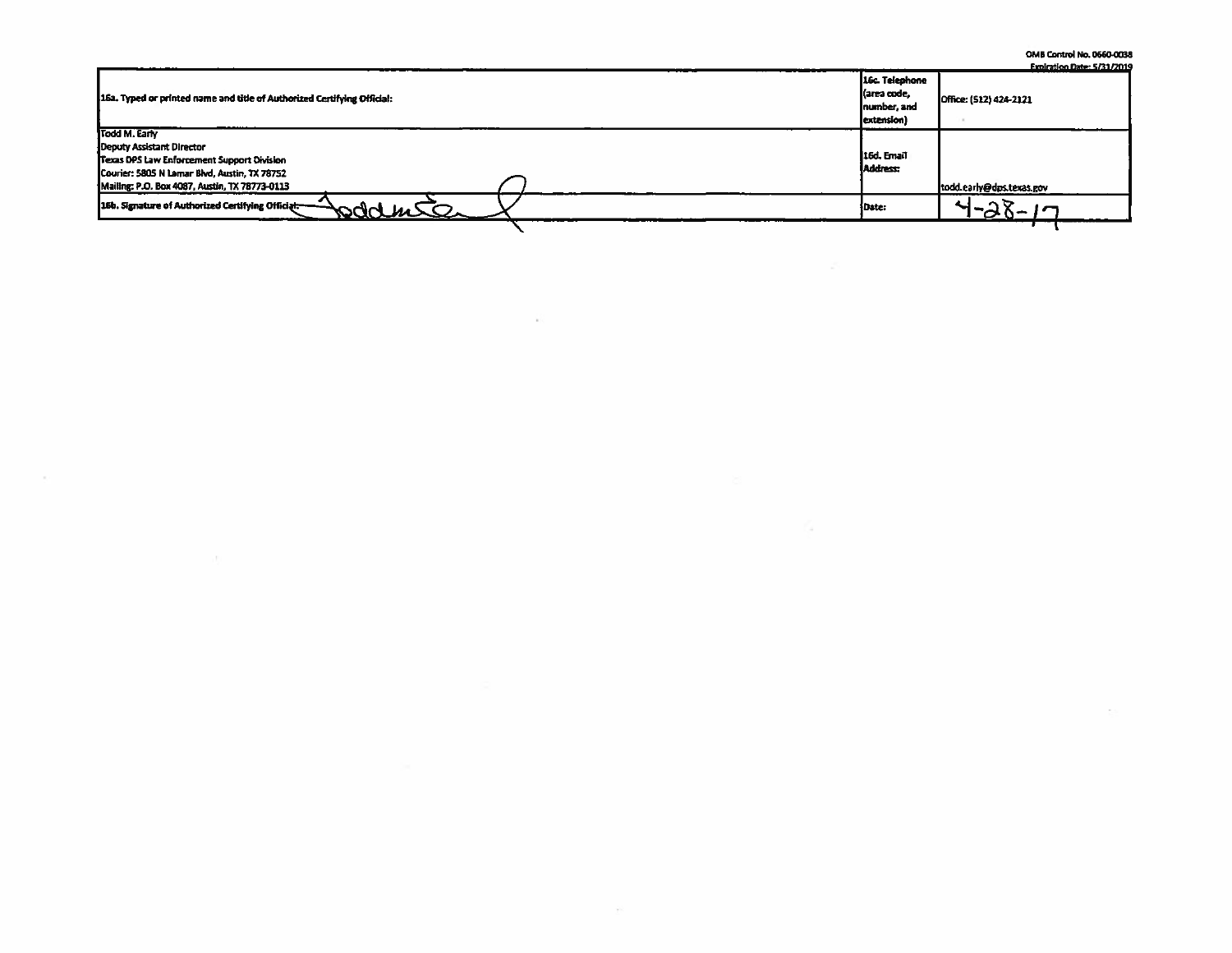OMB Control No. 0660-0038
Expiration Date: 5/31/2019

| | | | |
|---|---|---|---|
| 16a. Typed or printed name and title of Authorized Certifying Official: | | 16c. Telephone (area code, number, and extension) | Office: (512) 424-2121 |
| Todd M. Early<br>Deputy Assistant Director<br>Texas DPS Law Enforcement Support Division<br>Courier: 5805 N Lamar Blvd, Austin, TX 78752<br>Mailing: P.O. Box 4087, Austin, TX 78773-0113 | | 16d. Email Address: | todd.early@dps.texas.gov |
| 16b. Signature of Authorized Certifying Official: | Todd M. Early | Date: | 4-28-17 |